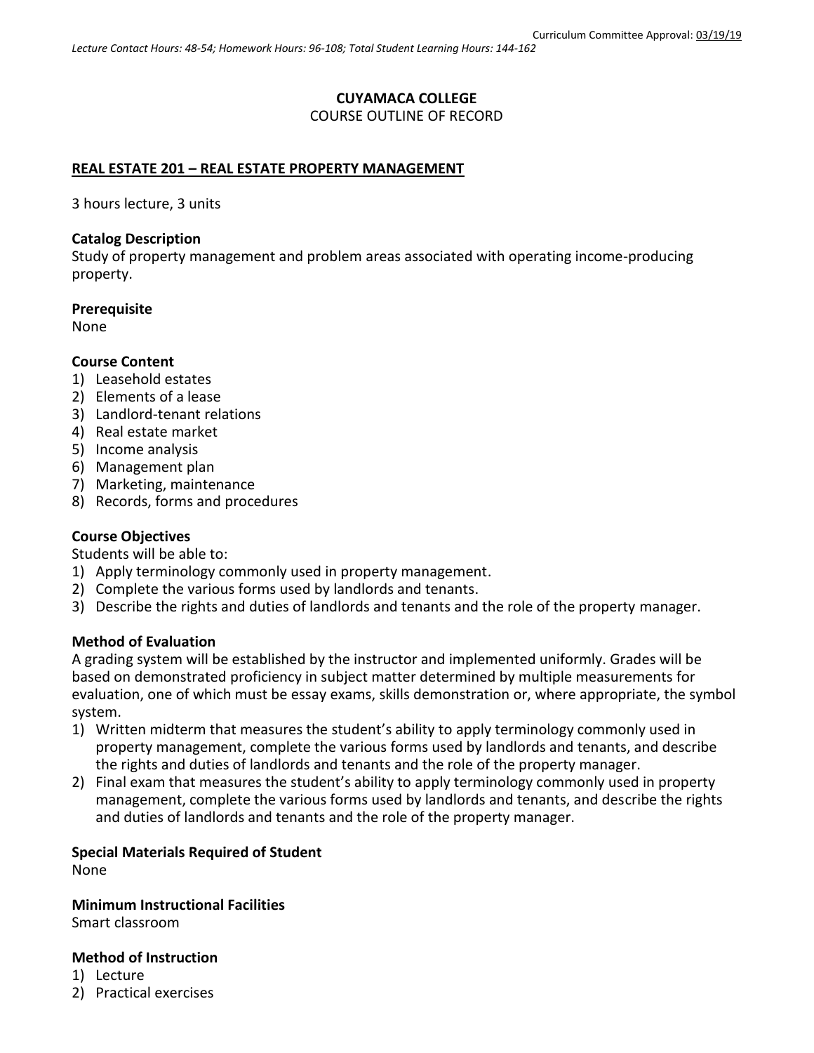Curriculum Committee Approval: 03/19/19

*Lecture Contact Hours: 48-54; Homework Hours: 96-108; Total Student Learning Hours: 144-162*

**CUYAMACA COLLEGE**
COURSE OUTLINE OF RECORD

**REAL ESTATE 201 – REAL ESTATE PROPERTY MANAGEMENT**

3 hours lecture, 3 units

**Catalog Description**
Study of property management and problem areas associated with operating income-producing property.

**Prerequisite**
None

**Course Content**
1) Leasehold estates
2) Elements of a lease
3) Landlord-tenant relations
4) Real estate market
5) Income analysis
6) Management plan
7) Marketing, maintenance
8) Records, forms and procedures

**Course Objectives**
Students will be able to:
1) Apply terminology commonly used in property management.
2) Complete the various forms used by landlords and tenants.
3) Describe the rights and duties of landlords and tenants and the role of the property manager.

**Method of Evaluation**
A grading system will be established by the instructor and implemented uniformly. Grades will be based on demonstrated proficiency in subject matter determined by multiple measurements for evaluation, one of which must be essay exams, skills demonstration or, where appropriate, the symbol system.
1) Written midterm that measures the student's ability to apply terminology commonly used in property management, complete the various forms used by landlords and tenants, and describe the rights and duties of landlords and tenants and the role of the property manager.
2) Final exam that measures the student's ability to apply terminology commonly used in property management, complete the various forms used by landlords and tenants, and describe the rights and duties of landlords and tenants and the role of the property manager.

**Special Materials Required of Student**
None

**Minimum Instructional Facilities**
Smart classroom

**Method of Instruction**
1) Lecture
2) Practical exercises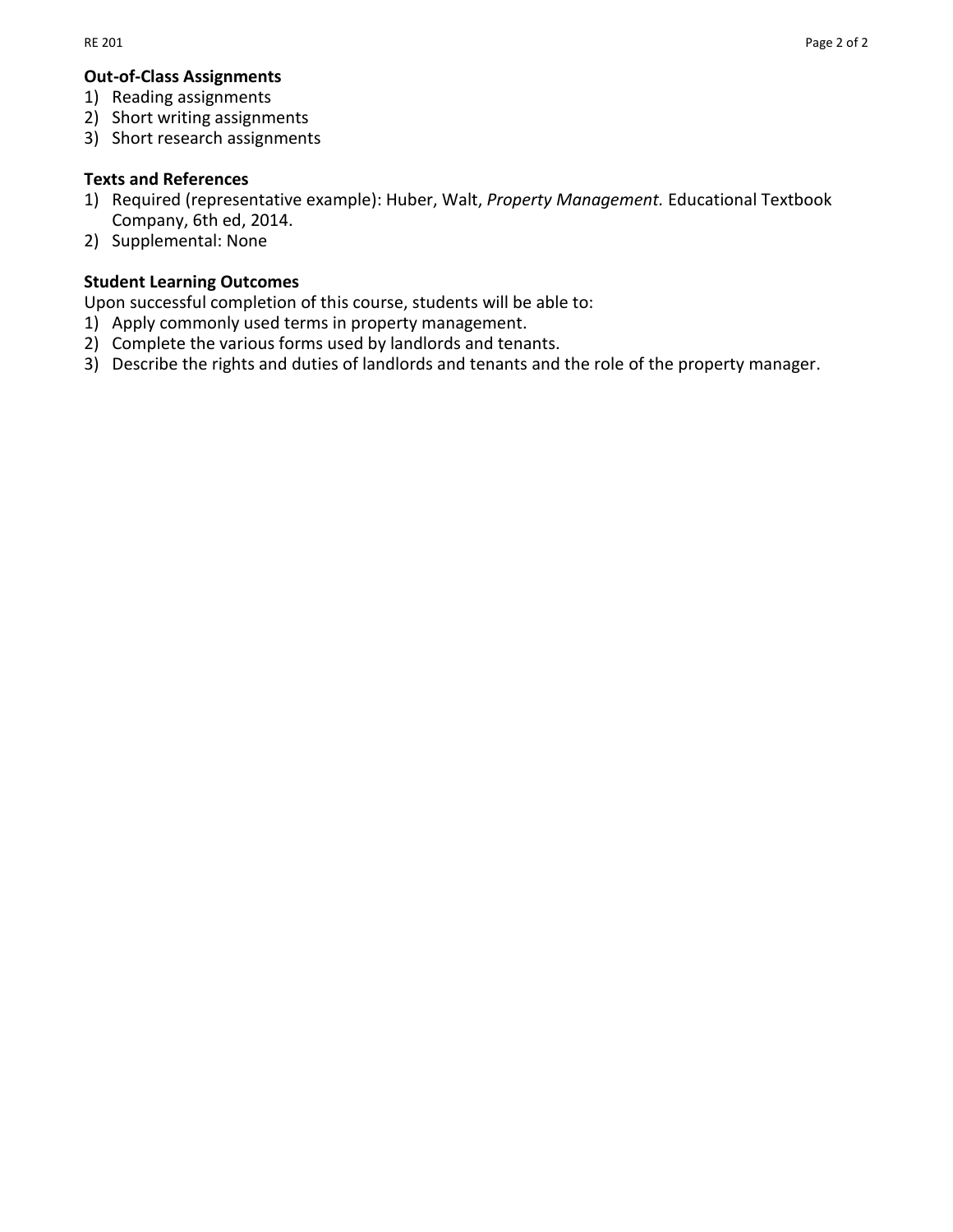**Out-of-Class Assignments**

1) Reading assignments
2) Short writing assignments
3) Short research assignments

**Texts and References**

1) Required (representative example): Huber, Walt, *Property Management.* Educational Textbook Company, 6th ed, 2014.
2) Supplemental: None

**Student Learning Outcomes**

Upon successful completion of this course, students will be able to:

1) Apply commonly used terms in property management.
2) Complete the various forms used by landlords and tenants.
3) Describe the rights and duties of landlords and tenants and the role of the property manager.